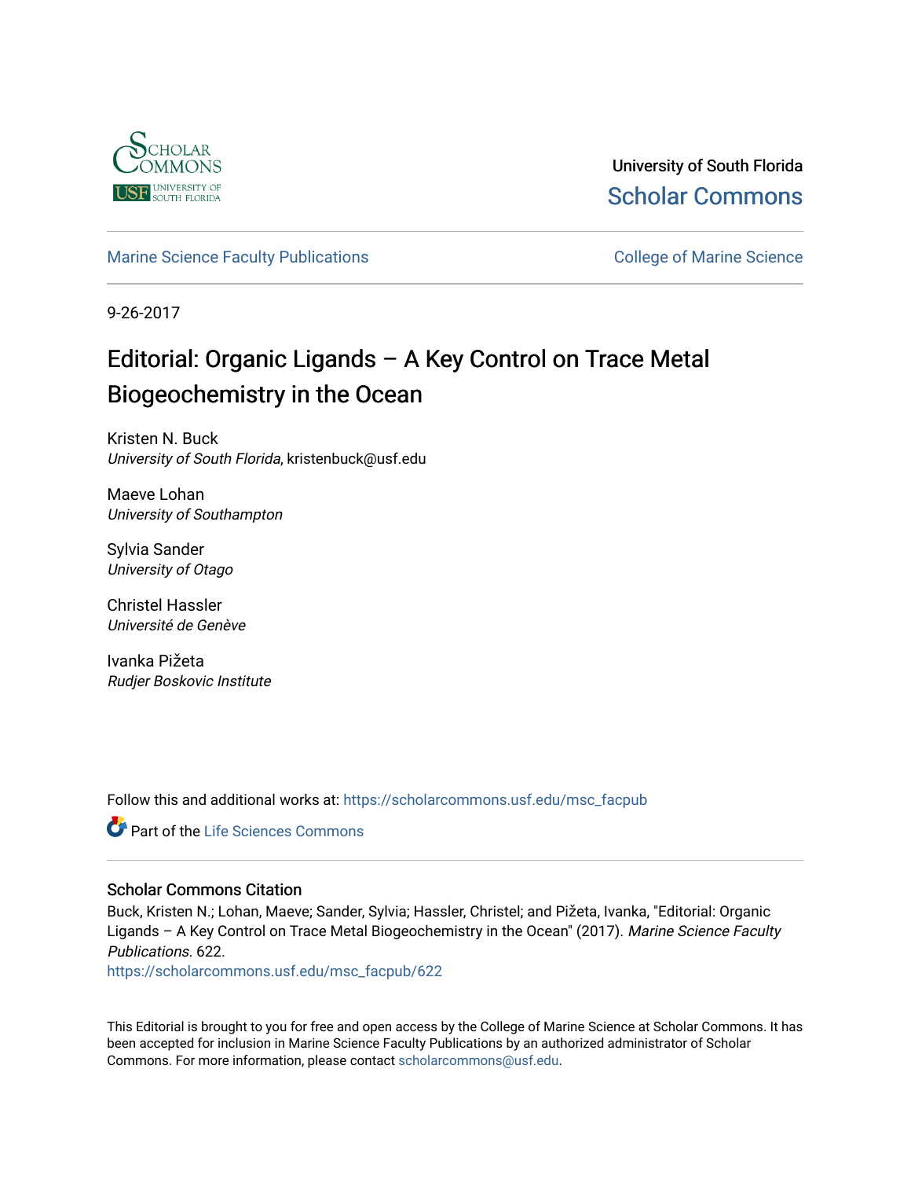University of South Florida

Scholar Commons

Marine Science Faculty Publications

College of Marine Science

9-26-2017

# Editorial: Organic Ligands – A Key Control on Trace Metal Biogeochemistry in the Ocean

Kristen N. Buck
*University of South Florida*, kristenbuck@usf.edu

Maeve Lohan
*University of Southampton*

Sylvia Sander
*University of Otago*

Christel Hassler
*Université de Genève*

Ivanka Pižeta
*Rudjer Boskovic Institute*

Follow this and additional works at: https://scholarcommons.usf.edu/msc_facpub

Part of the Life Sciences Commons

## Scholar Commons Citation

Buck, Kristen N.; Lohan, Maeve; Sander, Sylvia; Hassler, Christel; and Pižeta, Ivanka, "Editorial: Organic Ligands – A Key Control on Trace Metal Biogeochemistry in the Ocean" (2017). *Marine Science Faculty Publications*. 622.
https://scholarcommons.usf.edu/msc_facpub/622

This Editorial is brought to you for free and open access by the College of Marine Science at Scholar Commons. It has been accepted for inclusion in Marine Science Faculty Publications by an authorized administrator of Scholar Commons. For more information, please contact scholarcommons@usf.edu.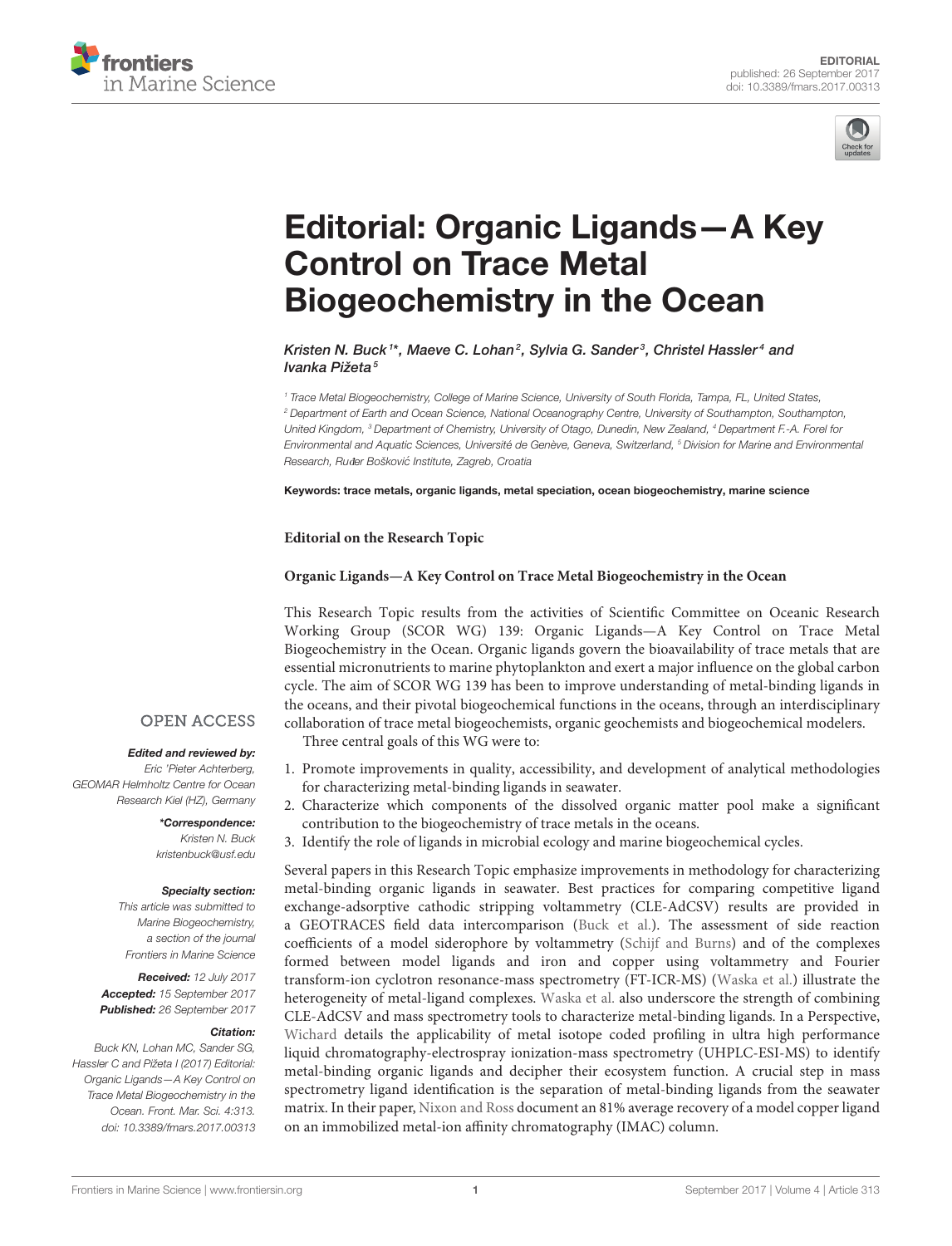# Editorial: Organic Ligands—A Key Control on Trace Metal Biogeochemistry in the Ocean

Kristen N. Buck[1]*, Maeve C. Lohan[2], Sylvia G. Sander[3], Christel Hassler[4] and Ivanka Pižeta[5]

[1] Trace Metal Biogeochemistry, College of Marine Science, University of South Florida, Tampa, FL, United States, [2] Department of Earth and Ocean Science, National Oceanography Centre, University of Southampton, Southampton, United Kingdom, [3] Department of Chemistry, University of Otago, Dunedin, New Zealand, [4] Department F.-A. Forel for Environmental and Aquatic Sciences, Université de Genève, Geneva, Switzerland, [5] Division for Marine and Environmental Research, Ruđer Bošković Institute, Zagreb, Croatia

**Keywords:** trace metals, organic ligands, metal speciation, ocean biogeochemistry, marine science

**Editorial on the Research Topic**

**Organic Ligands—A Key Control on Trace Metal Biogeochemistry in the Ocean**

This Research Topic results from the activities of Scientific Committee on Oceanic Research Working Group (SCOR WG) 139: Organic Ligands—A Key Control on Trace Metal Biogeochemistry in the Ocean. Organic ligands govern the bioavailability of trace metals that are essential micronutrients to marine phytoplankton and exert a major influence on the global carbon cycle. The aim of SCOR WG 139 has been to improve understanding of metal-binding ligands in the oceans, and their pivotal biogeochemical functions in the oceans, through an interdisciplinary collaboration of trace metal biogeochemists, organic geochemists and biogeochemical modelers.

Three central goals of this WG were to:

1. Promote improvements in quality, accessibility, and development of analytical methodologies for characterizing metal-binding ligands in seawater.
2. Characterize which components of the dissolved organic matter pool make a significant contribution to the biogeochemistry of trace metals in the oceans.
3. Identify the role of ligands in microbial ecology and marine biogeochemical cycles.

Several papers in this Research Topic emphasize improvements in methodology for characterizing metal-binding organic ligands in seawater. Best practices for comparing competitive ligand exchange-adsorptive cathodic stripping voltammetry (CLE-AdCSV) results are provided in a GEOTRACES field data intercomparison (Buck et al.). The assessment of side reaction coefficients of a model siderophore by voltammetry (Schijf and Burns) and of the complexes formed between model ligands and iron and copper using voltammetry and Fourier transform-ion cyclotron resonance-mass spectrometry (FT-ICR-MS) (Waska et al.) illustrate the heterogeneity of metal-ligand complexes. Waska et al. also underscore the strength of combining CLE-AdCSV and mass spectrometry tools to characterize metal-binding ligands. In a Perspective, Wichard details the applicability of metal isotope coded profiling in ultra high performance liquid chromatography-electrospray ionization-mass spectrometry (UHPLC-ESI-MS) to identify metal-binding organic ligands and decipher their ecosystem function. A crucial step in mass spectrometry ligand identification is the separation of metal-binding ligands from the seawater matrix. In their paper, Nixon and Ross document an 81% average recovery of a model copper ligand on an immobilized metal-ion affinity chromatography (IMAC) column.

OPEN ACCESS

***Edited and reviewed by:***
*Eric 'Pieter Achterberg, GEOMAR Helmholtz Centre for Ocean Research Kiel (HZ), Germany*

***\*Correspondence:***
*Kristen N. Buck*
*kristenbuck@usf.edu*

***Specialty section:***
*This article was submitted to Marine Biogeochemistry, a section of the journal Frontiers in Marine Science*

***Received:*** *12 July 2017*
***Accepted:*** *15 September 2017*
***Published:*** *26 September 2017*

***Citation:***
*Buck KN, Lohan MC, Sander SG, Hassler C and Pižeta I (2017) Editorial: Organic Ligands—A Key Control on Trace Metal Biogeochemistry in the Ocean. Front. Mar. Sci. 4:313. doi: 10.3389/fmars.2017.00313*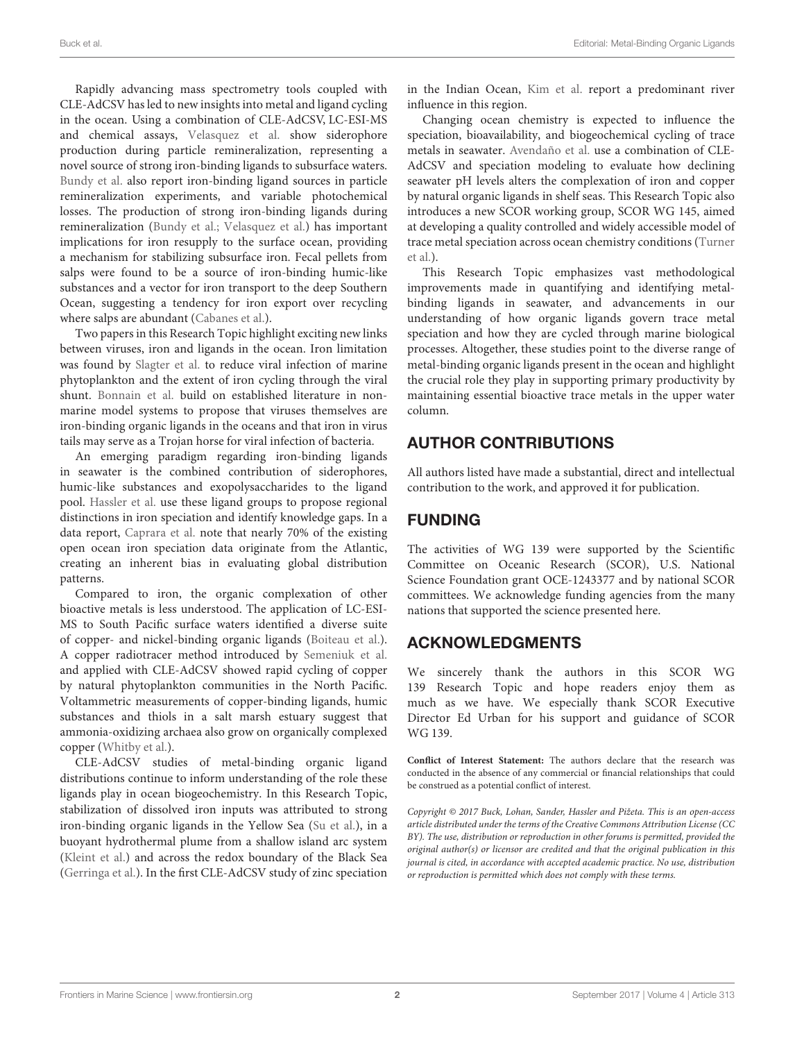Rapidly advancing mass spectrometry tools coupled with CLE-AdCSV has led to new insights into metal and ligand cycling in the ocean. Using a combination of CLE-AdCSV, LC-ESI-MS and chemical assays, Velasquez et al. show siderophore production during particle remineralization, representing a novel source of strong iron-binding ligands to subsurface waters. Bundy et al. also report iron-binding ligand sources in particle remineralization experiments, and variable photochemical losses. The production of strong iron-binding ligands during remineralization (Bundy et al.; Velasquez et al.) has important implications for iron resupply to the surface ocean, providing a mechanism for stabilizing subsurface iron. Fecal pellets from salps were found to be a source of iron-binding humic-like substances and a vector for iron transport to the deep Southern Ocean, suggesting a tendency for iron export over recycling where salps are abundant (Cabanes et al.).

Two papers in this Research Topic highlight exciting new links between viruses, iron and ligands in the ocean. Iron limitation was found by Slagter et al. to reduce viral infection of marine phytoplankton and the extent of iron cycling through the viral shunt. Bonnain et al. build on established literature in non-marine model systems to propose that viruses themselves are iron-binding organic ligands in the oceans and that iron in virus tails may serve as a Trojan horse for viral infection of bacteria.

An emerging paradigm regarding iron-binding ligands in seawater is the combined contribution of siderophores, humic-like substances and exopolysaccharides to the ligand pool. Hassler et al. use these ligand groups to propose regional distinctions in iron speciation and identify knowledge gaps. In a data report, Caprara et al. note that nearly 70% of the existing open ocean iron speciation data originate from the Atlantic, creating an inherent bias in evaluating global distribution patterns.

Compared to iron, the organic complexation of other bioactive metals is less understood. The application of LC-ESI-MS to South Pacific surface waters identified a diverse suite of copper- and nickel-binding organic ligands (Boiteau et al.). A copper radiotracer method introduced by Semeniuk et al. and applied with CLE-AdCSV showed rapid cycling of copper by natural phytoplankton communities in the North Pacific. Voltammetric measurements of copper-binding ligands, humic substances and thiols in a salt marsh estuary suggest that ammonia-oxidizing archaea also grow on organically complexed copper (Whitby et al.).

CLE-AdCSV studies of metal-binding organic ligand distributions continue to inform understanding of the role these ligands play in ocean biogeochemistry. In this Research Topic, stabilization of dissolved iron inputs was attributed to strong iron-binding organic ligands in the Yellow Sea (Su et al.), in a buoyant hydrothermal plume from a shallow island arc system (Kleint et al.) and across the redox boundary of the Black Sea (Gerringa et al.). In the first CLE-AdCSV study of zinc speciation in the Indian Ocean, Kim et al. report a predominant river influence in this region.

Changing ocean chemistry is expected to influence the speciation, bioavailability, and biogeochemical cycling of trace metals in seawater. Avendaño et al. use a combination of CLE-AdCSV and speciation modeling to evaluate how declining seawater pH levels alters the complexation of iron and copper by natural organic ligands in shelf seas. This Research Topic also introduces a new SCOR working group, SCOR WG 145, aimed at developing a quality controlled and widely accessible model of trace metal speciation across ocean chemistry conditions (Turner et al.).

This Research Topic emphasizes vast methodological improvements made in quantifying and identifying metal-binding ligands in seawater, and advancements in our understanding of how organic ligands govern trace metal speciation and how they are cycled through marine biological processes. Altogether, these studies point to the diverse range of metal-binding organic ligands present in the ocean and highlight the crucial role they play in supporting primary productivity by maintaining essential bioactive trace metals in the upper water column.

## AUTHOR CONTRIBUTIONS

All authors listed have made a substantial, direct and intellectual contribution to the work, and approved it for publication.

## FUNDING

The activities of WG 139 were supported by the Scientific Committee on Oceanic Research (SCOR), U.S. National Science Foundation grant OCE-1243377 and by national SCOR committees. We acknowledge funding agencies from the many nations that supported the science presented here.

## ACKNOWLEDGMENTS

We sincerely thank the authors in this SCOR WG 139 Research Topic and hope readers enjoy them as much as we have. We especially thank SCOR Executive Director Ed Urban for his support and guidance of SCOR WG 139.

**Conflict of Interest Statement:** The authors declare that the research was conducted in the absence of any commercial or financial relationships that could be construed as a potential conflict of interest.

*Copyright © 2017 Buck, Lohan, Sander, Hassler and Pižeta. This is an open-access article distributed under the terms of the Creative Commons Attribution License (CC BY). The use, distribution or reproduction in other forums is permitted, provided the original author(s) or licensor are credited and that the original publication in this journal is cited, in accordance with accepted academic practice. No use, distribution or reproduction is permitted which does not comply with these terms.*